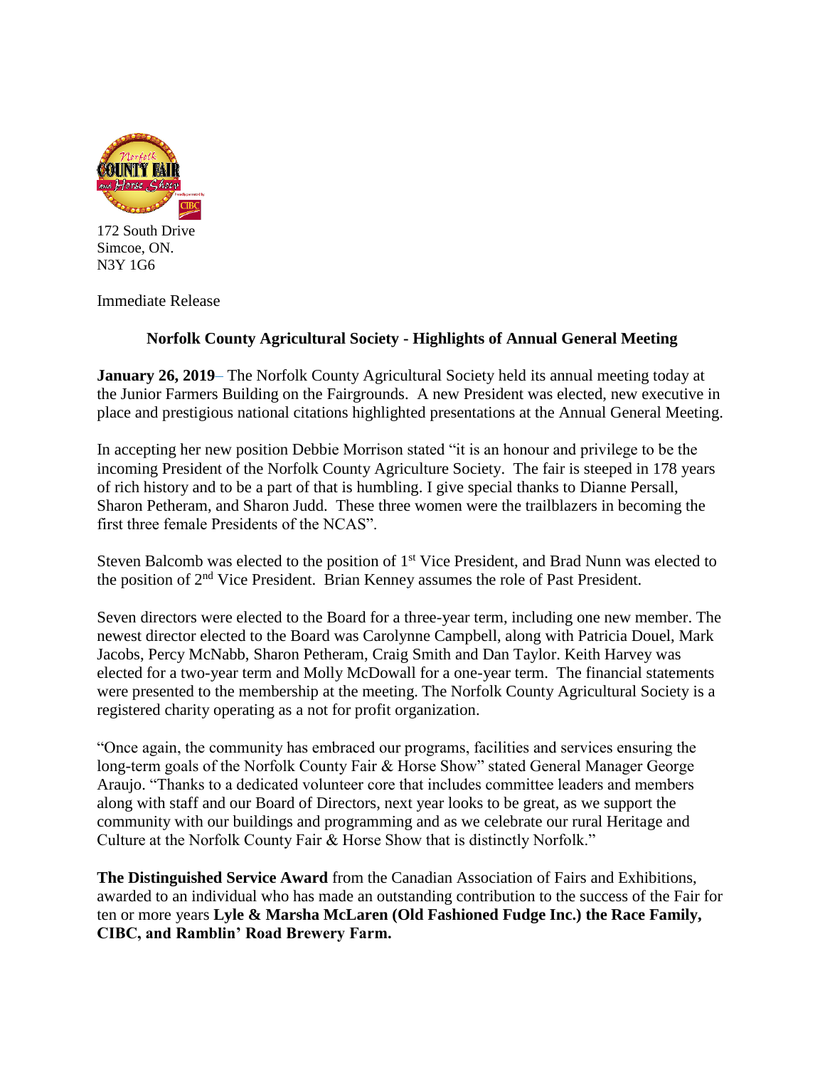172 South Drive
Simcoe, ON.
N3Y 1G6

Immediate Release

## Norfolk County Agricultural Society - Highlights of Annual General Meeting

**January 26, 2019**– The Norfolk County Agricultural Society held its annual meeting today at the Junior Farmers Building on the Fairgrounds. A new President was elected, new executive in place and prestigious national citations highlighted presentations at the Annual General Meeting.

In accepting her new position Debbie Morrison stated "it is an honour and privilege to be the incoming President of the Norfolk County Agriculture Society. The fair is steeped in 178 years of rich history and to be a part of that is humbling. I give special thanks to Dianne Persall, Sharon Petheram, and Sharon Judd. These three women were the trailblazers in becoming the first three female Presidents of the NCAS".

Steven Balcomb was elected to the position of 1st Vice President, and Brad Nunn was elected to the position of 2nd Vice President. Brian Kenney assumes the role of Past President.

Seven directors were elected to the Board for a three-year term, including one new member. The newest director elected to the Board was Carolynne Campbell, along with Patricia Douel, Mark Jacobs, Percy McNabb, Sharon Petheram, Craig Smith and Dan Taylor. Keith Harvey was elected for a two-year term and Molly McDowall for a one-year term. The financial statements were presented to the membership at the meeting. The Norfolk County Agricultural Society is a registered charity operating as a not for profit organization.

"Once again, the community has embraced our programs, facilities and services ensuring the long-term goals of the Norfolk County Fair & Horse Show" stated General Manager George Araujo. "Thanks to a dedicated volunteer core that includes committee leaders and members along with staff and our Board of Directors, next year looks to be great, as we support the community with our buildings and programming and as we celebrate our rural Heritage and Culture at the Norfolk County Fair & Horse Show that is distinctly Norfolk."

**The Distinguished Service Award** from the Canadian Association of Fairs and Exhibitions, awarded to an individual who has made an outstanding contribution to the success of the Fair for ten or more years **Lyle & Marsha McLaren (Old Fashioned Fudge Inc.) the Race Family, CIBC, and Ramblin' Road Brewery Farm.**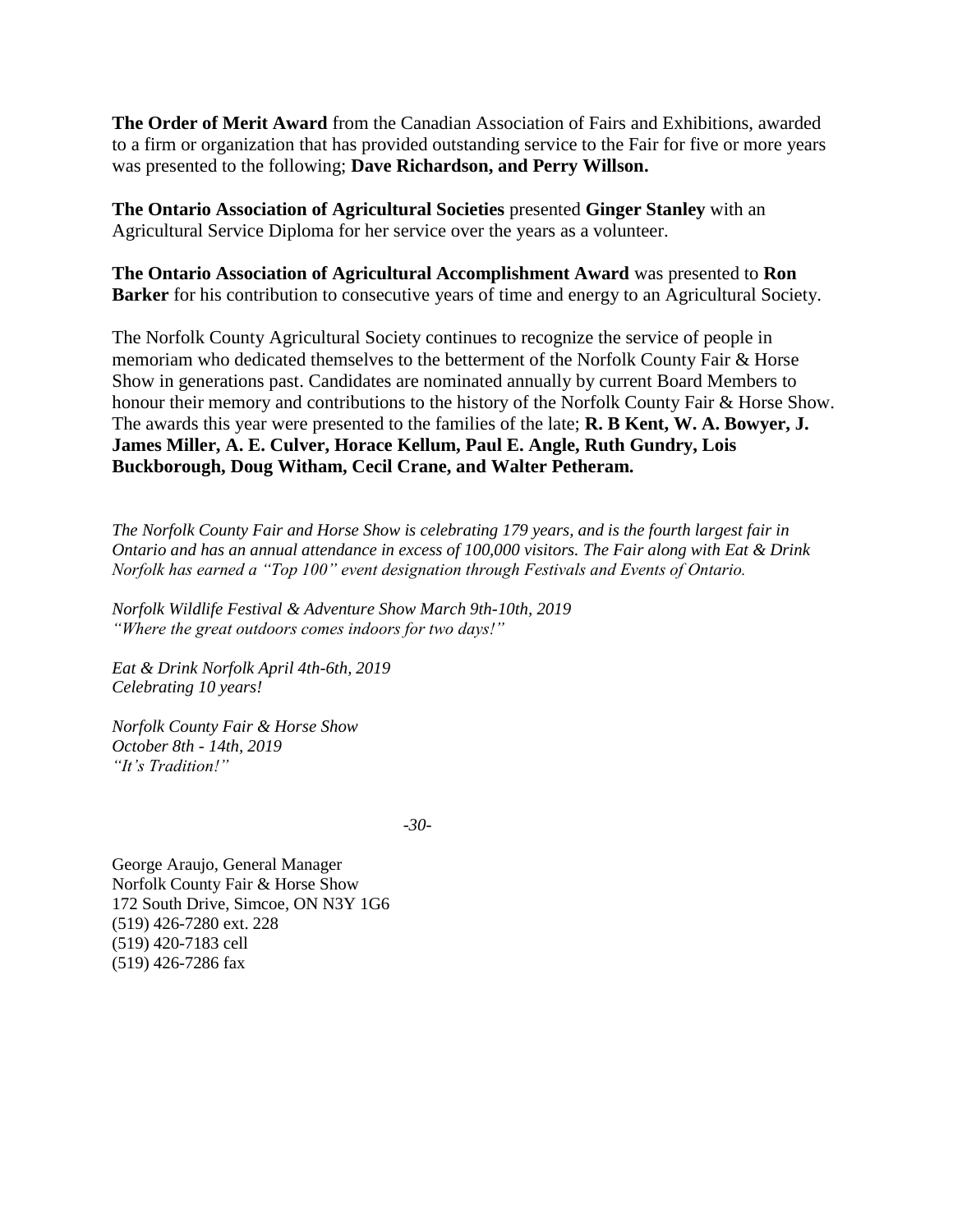**The Order of Merit Award** from the Canadian Association of Fairs and Exhibitions, awarded to a firm or organization that has provided outstanding service to the Fair for five or more years was presented to the following; **Dave Richardson, and Perry Willson.**

**The Ontario Association of Agricultural Societies** presented **Ginger Stanley** with an Agricultural Service Diploma for her service over the years as a volunteer.

**The Ontario Association of Agricultural Accomplishment Award** was presented to **Ron Barker** for his contribution to consecutive years of time and energy to an Agricultural Society.

The Norfolk County Agricultural Society continues to recognize the service of people in memoriam who dedicated themselves to the betterment of the Norfolk County Fair & Horse Show in generations past. Candidates are nominated annually by current Board Members to honour their memory and contributions to the history of the Norfolk County Fair & Horse Show. The awards this year were presented to the families of the late; **R. B Kent, W. A. Bowyer, J. James Miller, A. E. Culver, Horace Kellum, Paul E. Angle, Ruth Gundry, Lois Buckborough, Doug Witham, Cecil Crane, and Walter Petheram.**

*The Norfolk County Fair and Horse Show is celebrating 179 years, and is the fourth largest fair in Ontario and has an annual attendance in excess of 100,000 visitors. The Fair along with Eat & Drink Norfolk has earned a "Top 100" event designation through Festivals and Events of Ontario.*

*Norfolk Wildlife Festival & Adventure Show March 9th-10th, 2019*
*"Where the great outdoors comes indoors for two days!"*

*Eat & Drink Norfolk April 4th-6th, 2019*
*Celebrating 10 years!*

*Norfolk County Fair & Horse Show*
*October 8th - 14th, 2019*
*"It's Tradition!"*

*-30-*

George Araujo, General Manager
Norfolk County Fair & Horse Show
172 South Drive, Simcoe, ON N3Y 1G6
(519) 426-7280 ext. 228
(519) 420-7183 cell
(519) 426-7286 fax